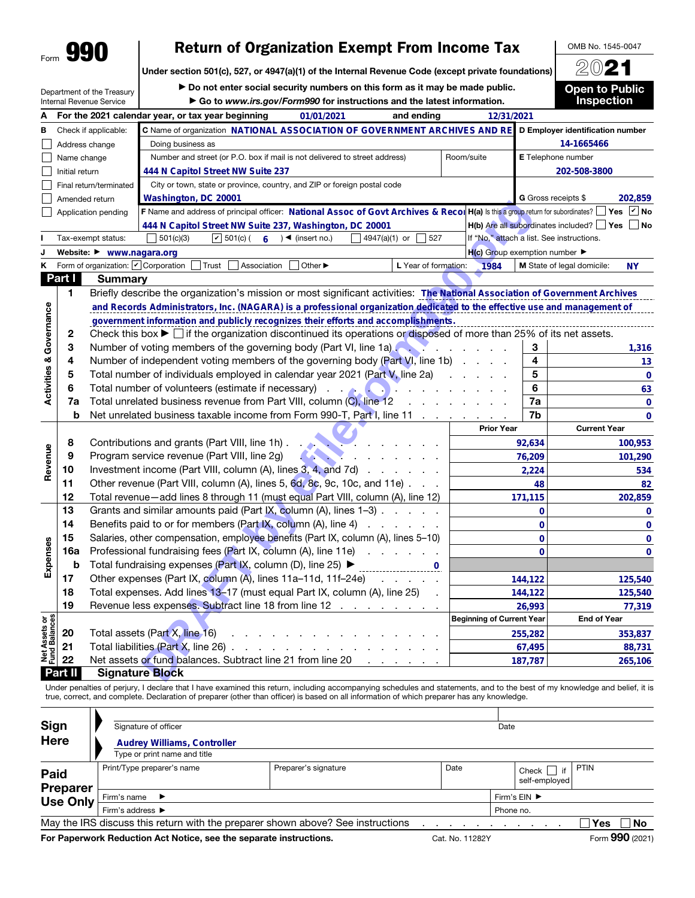# Form 990

## Return of Organization Exempt From Income Tax

**Under section 501(c), 527, or 4947(a)(1) of the Internal Revenue Code (except private foundations)**

▶ Do not enter social security numbers on this form as it may be made public.

▶ Go to *www.irs.gov/Form990* for instructions and the latest information.

OMB No. 1545-0047

**2021**

**Open to Public Inspection**

Department of the Treasury
Internal Revenue Service

**A** For the 2021 calendar year, or tax year beginning 01/01/2021 and ending 12/31/2021

**B** Check if applicable:
- ☐ Address change
- ☐ Name change
- ☐ Initial return
- ☐ Final return/terminated
- ☐ Amended return
- ☐ Application pending

**C** Name of organization: NATIONAL ASSOCIATION OF GOVERNMENT ARCHIVES AND RE

Doing business as

Number and street (or P.O. box if mail is not delivered to street address): 444 N Capitol Street NW Suite 237 — Room/suite

City or town, state or province, country, and ZIP or foreign postal code: Washington, DC 20001

**D** Employer identification number: 14-1665466

**E** Telephone number: 202-508-3800

**G** Gross receipts $ 202,859

**F** Name and address of principal officer: National Assoc of Govt Archives & Recor
444 N Capitol Street NW Suite 237, Washington, DC 20001

**H(a)** Is this a group return for subordinates? ☐ Yes ☑ No

**H(b)** Are all subordinates included? ☐ Yes ☐ No
If "No," attach a list. See instructions.

**I** Tax-exempt status: ☐ 501(c)(3) ☑ 501(c) ( 6 ) ◀ (insert no.) ☐ 4947(a)(1) or ☐ 527

**J** Website: ▶ www.nagara.org

**H(c)** Group exemption number ▶

**K** Form of organization: ☑ Corporation ☐ Trust ☐ Association ☐ Other ▶

**L** Year of formation: 1984

**M** State of legal domicile: NY

## Part I Summary

### Activities & Governance

1. Briefly describe the organization's mission or most significant activities: The National Association of Government Archives and Records Administrators, Inc. (NAGARA) is a professional organization dedicated to the effective use and management of government information and publicly recognizes their efforts and accomplishments.
2. Check this box ▶ ☐ if the organization discontinued its operations or disposed of more than 25% of its net assets.

| Line | Description | No. | Value |
|---|---|---|---|
| 3 | Number of voting members of the governing body (Part VI, line 1a) | 3 | 1,316 |
| 4 | Number of independent voting members of the governing body (Part VI, line 1b) | 4 | 13 |
| 5 | Total number of individuals employed in calendar year 2021 (Part V, line 2a) | 5 | 0 |
| 6 | Total number of volunteers (estimate if necessary) | 6 | 63 |
| 7a | Total unrelated business revenue from Part VIII, column (C), line 12 | 7a | 0 |
| b | Net unrelated business taxable income from Form 990-T, Part I, line 11 | 7b | 0 |

### Revenue / Expenses

| Line | Description | Prior Year | Current Year |
|---|---|---|---|
| 8 | Contributions and grants (Part VIII, line 1h) | 92,634 | 100,953 |
| 9 | Program service revenue (Part VIII, line 2g) | 76,209 | 101,290 |
| 10 | Investment income (Part VIII, column (A), lines 3, 4, and 7d) | 2,224 | 534 |
| 11 | Other revenue (Part VIII, column (A), lines 5, 6d, 8c, 9c, 10c, and 11e) | 48 | 82 |
| 12 | Total revenue—add lines 8 through 11 (must equal Part VIII, column (A), line 12) | 171,115 | 202,859 |
| 13 | Grants and similar amounts paid (Part IX, column (A), lines 1–3) | 0 | 0 |
| 14 | Benefits paid to or for members (Part IX, column (A), line 4) | 0 | 0 |
| 15 | Salaries, other compensation, employee benefits (Part IX, column (A), lines 5–10) | 0 | 0 |
| 16a | Professional fundraising fees (Part IX, column (A), line 11e) | 0 | 0 |
| b | Total fundraising expenses (Part IX, column (D), line 25) ▶ 0 | | |
| 17 | Other expenses (Part IX, column (A), lines 11a–11d, 11f–24e) | 144,122 | 125,540 |
| 18 | Total expenses. Add lines 13–17 (must equal Part IX, column (A), line 25) | 144,122 | 125,540 |
| 19 | Revenue less expenses. Subtract line 18 from line 12 | 26,993 | 77,319 |

### Net Assets or Fund Balances

| Line | Description | Beginning of Current Year | End of Year |
|---|---|---|---|
| 20 | Total assets (Part X, line 16) | 255,282 | 353,837 |
| 21 | Total liabilities (Part X, line 26) | 67,495 | 88,731 |
| 22 | Net assets or fund balances. Subtract line 21 from line 20 | 187,787 | 265,106 |

## Part II Signature Block

Under penalties of perjury, I declare that I have examined this return, including accompanying schedules and statements, and to the best of my knowledge and belief, it is true, correct, and complete. Declaration of preparer (other than officer) is based on all information of which preparer has any knowledge.

**Sign Here**

Signature of officer — Date

Audrey Williams, Controller
Type or print name and title

**Paid Preparer Use Only**

| Print/Type preparer's name | Preparer's signature | Date | Check ☐ if self-employed | PTIN |
|---|---|---|---|---|
| | | | | |

Firm's name ▶ — Firm's EIN ▶

Firm's address ▶ — Phone no.

May the IRS discuss this return with the preparer shown above? See instructions ☐ Yes ☐ No

For Paperwork Reduction Act Notice, see the separate instructions. Cat. No. 11282Y Form 990 (2021)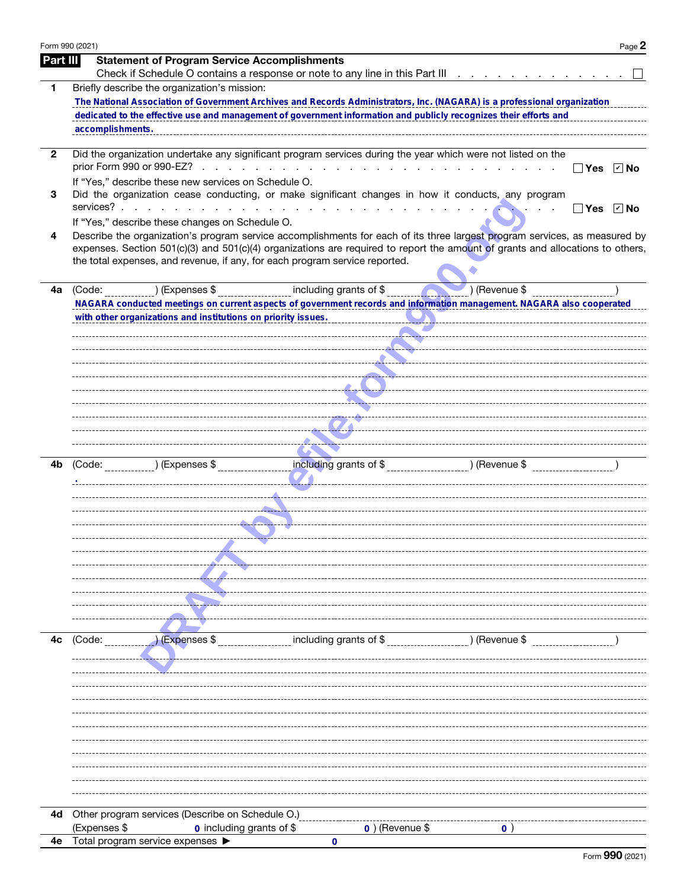Form 990 (2021)

## Part III Statement of Program Service Accomplishments

Check if Schedule O contains a response or note to any line in this Part III . . . . . . . . . . . . . . ☐

**1** Briefly describe the organization's mission:

The National Association of Government Archives and Records Administrators, Inc. (NAGARA) is a professional organization dedicated to the effective use and management of government information and publicly recognizes their efforts and accomplishments.

**2** Did the organization undertake any significant program services during the year which were not listed on the prior Form 990 or 990-EZ? . . . . . . . . . . . . . . . . . . . . . . . . ☐ Yes ☑ No

If "Yes," describe these new services on Schedule O.

**3** Did the organization cease conducting, or make significant changes in how it conducts, any program services? . . . . . . . . . . . . . . . . . . . . . . . . . . . . . ☐ Yes ☑ No

If "Yes," describe these changes on Schedule O.

**4** Describe the organization's program service accomplishments for each of its three largest program services, as measured by expenses. Section 501(c)(3) and 501(c)(4) organizations are required to report the amount of grants and allocations to others, the total expenses, and revenue, if any, for each program service reported.

**4a** (Code: ) (Expenses $ including grants of $ ) (Revenue $ )

NAGARA conducted meetings on current aspects of government records and information management. NAGARA also cooperated with other organizations and institutions on priority issues.

**4b** (Code: ) (Expenses $ including grants of $ ) (Revenue $ )

.

**4c** (Code: ) (Expenses $ including grants of $ ) (Revenue $ )

**4d** Other program services (Describe on Schedule O.)

(Expenses $ 0 including grants of $ 0 ) (Revenue $ 0 )

**4e** Total program service expenses ▶ 0

Form **990** (2021)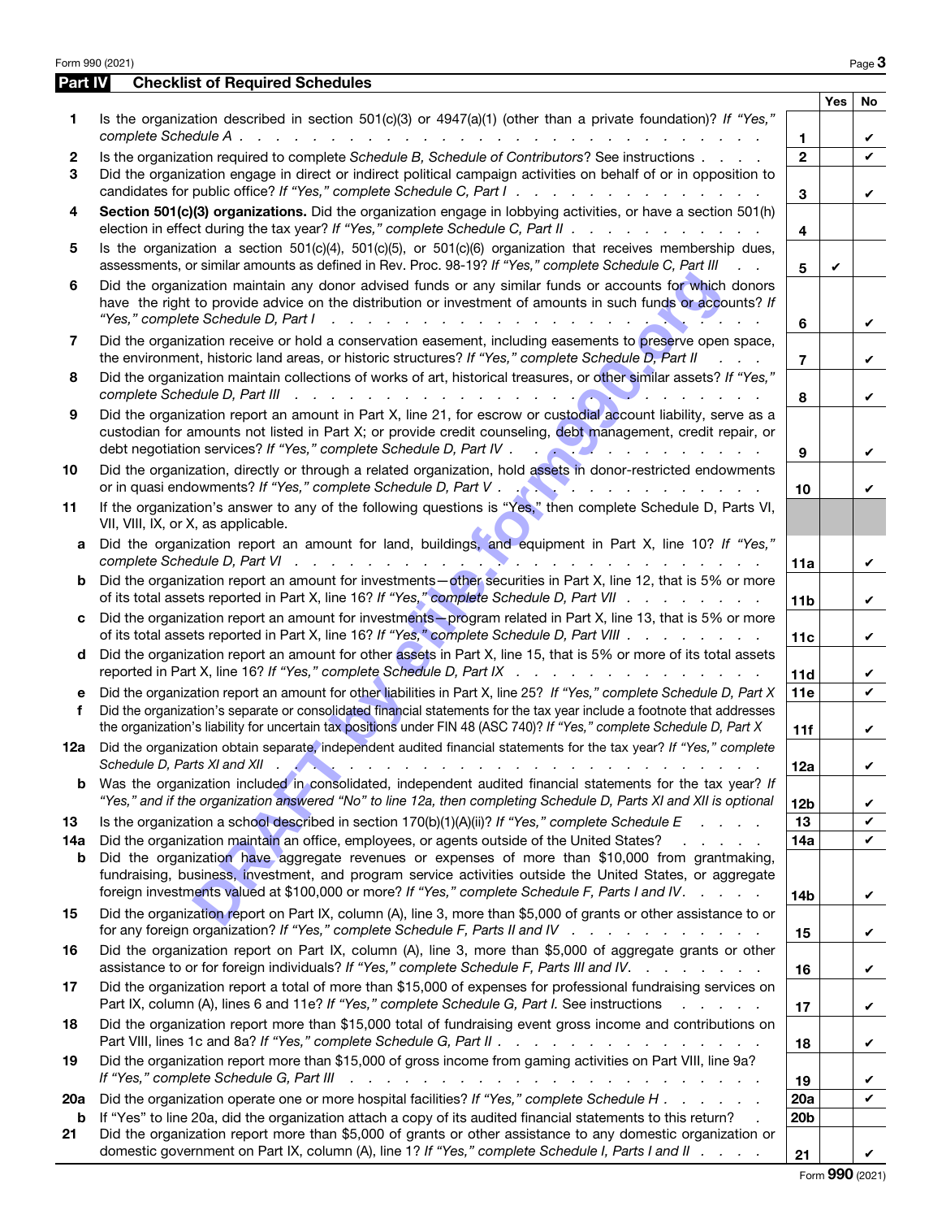## Part IV Checklist of Required Schedules

| | | | Yes | No |
|---|---|---|---|---|
| 1 | Is the organization described in section 501(c)(3) or 4947(a)(1) (other than a private foundation)? *If "Yes," complete Schedule A* | 1 | | ✔ |
| 2 | Is the organization required to complete *Schedule B, Schedule of Contributors*? See instructions | 2 | | ✔ |
| 3 | Did the organization engage in direct or indirect political campaign activities on behalf of or in opposition to candidates for public office? *If "Yes," complete Schedule C, Part I* | 3 | | ✔ |
| 4 | **Section 501(c)(3) organizations.** Did the organization engage in lobbying activities, or have a section 501(h) election in effect during the tax year? *If "Yes," complete Schedule C, Part II* | 4 | | |
| 5 | Is the organization a section 501(c)(4), 501(c)(5), or 501(c)(6) organization that receives membership dues, assessments, or similar amounts as defined in Rev. Proc. 98-19? *If "Yes," complete Schedule C, Part III* | 5 | ✔ | |
| 6 | Did the organization maintain any donor advised funds or any similar funds or accounts for which donors have the right to provide advice on the distribution or investment of amounts in such funds or accounts? *If "Yes," complete Schedule D, Part I* | 6 | | ✔ |
| 7 | Did the organization receive or hold a conservation easement, including easements to preserve open space, the environment, historic land areas, or historic structures? *If "Yes," complete Schedule D, Part II* | 7 | | ✔ |
| 8 | Did the organization maintain collections of works of art, historical treasures, or other similar assets? *If "Yes," complete Schedule D, Part III* | 8 | | ✔ |
| 9 | Did the organization report an amount in Part X, line 21, for escrow or custodial account liability, serve as a custodian for amounts not listed in Part X; or provide credit counseling, debt management, credit repair, or debt negotiation services? *If "Yes," complete Schedule D, Part IV* | 9 | | ✔ |
| 10 | Did the organization, directly or through a related organization, hold assets in donor-restricted endowments or in quasi endowments? *If "Yes," complete Schedule D, Part V* | 10 | | ✔ |
| 11 | If the organization's answer to any of the following questions is "Yes," then complete Schedule D, Parts VI, VII, VIII, IX, or X, as applicable. | | | |
| a | Did the organization report an amount for land, buildings, and equipment in Part X, line 10? *If "Yes," complete Schedule D, Part VI* | 11a | | ✔ |
| b | Did the organization report an amount for investments—other securities in Part X, line 12, that is 5% or more of its total assets reported in Part X, line 16? *If "Yes," complete Schedule D, Part VII* | 11b | | ✔ |
| c | Did the organization report an amount for investments—program related in Part X, line 13, that is 5% or more of its total assets reported in Part X, line 16? *If "Yes," complete Schedule D, Part VIII* | 11c | | ✔ |
| d | Did the organization report an amount for other assets in Part X, line 15, that is 5% or more of its total assets reported in Part X, line 16? *If "Yes," complete Schedule D, Part IX* | 11d | | ✔ |
| e | Did the organization report an amount for other liabilities in Part X, line 25? *If "Yes," complete Schedule D, Part X* | 11e | | ✔ |
| f | Did the organization's separate or consolidated financial statements for the tax year include a footnote that addresses the organization's liability for uncertain tax positions under FIN 48 (ASC 740)? *If "Yes," complete Schedule D, Part X* | 11f | | ✔ |
| 12a | Did the organization obtain separate, independent audited financial statements for the tax year? *If "Yes," complete Schedule D, Parts XI and XII* | 12a | | ✔ |
| b | Was the organization included in consolidated, independent audited financial statements for the tax year? *If "Yes," and if the organization answered "No" to line 12a, then completing Schedule D, Parts XI and XII is optional* | 12b | | ✔ |
| 13 | Is the organization a school described in section 170(b)(1)(A)(ii)? *If "Yes," complete Schedule E* | 13 | | ✔ |
| 14a | Did the organization maintain an office, employees, or agents outside of the United States? | 14a | | ✔ |
| b | Did the organization have aggregate revenues or expenses of more than $10,000 from grantmaking, fundraising, business, investment, and program service activities outside the United States, or aggregate foreign investments valued at $100,000 or more? *If "Yes," complete Schedule F, Parts I and IV* | 14b | | ✔ |
| 15 | Did the organization report on Part IX, column (A), line 3, more than $5,000 of grants or other assistance to or for any foreign organization? *If "Yes," complete Schedule F, Parts II and IV* | 15 | | ✔ |
| 16 | Did the organization report on Part IX, column (A), line 3, more than $5,000 of aggregate grants or other assistance to or for foreign individuals? *If "Yes," complete Schedule F, Parts III and IV* | 16 | | ✔ |
| 17 | Did the organization report a total of more than $15,000 of expenses for professional fundraising services on Part IX, column (A), lines 6 and 11e? *If "Yes," complete Schedule G, Part I.* See instructions | 17 | | ✔ |
| 18 | Did the organization report more than $15,000 total of fundraising event gross income and contributions on Part VIII, lines 1c and 8a? *If "Yes," complete Schedule G, Part II* | 18 | | ✔ |
| 19 | Did the organization report more than $15,000 of gross income from gaming activities on Part VIII, line 9a? *If "Yes," complete Schedule G, Part III* | 19 | | ✔ |
| 20a | Did the organization operate one or more hospital facilities? *If "Yes," complete Schedule H* | 20a | | ✔ |
| b | If "Yes" to line 20a, did the organization attach a copy of its audited financial statements to this return? | 20b | | |
| 21 | Did the organization report more than $5,000 of grants or other assistance to any domestic organization or domestic government on Part IX, column (A), line 1? *If "Yes," complete Schedule I, Parts I and II* | 21 | | ✔ |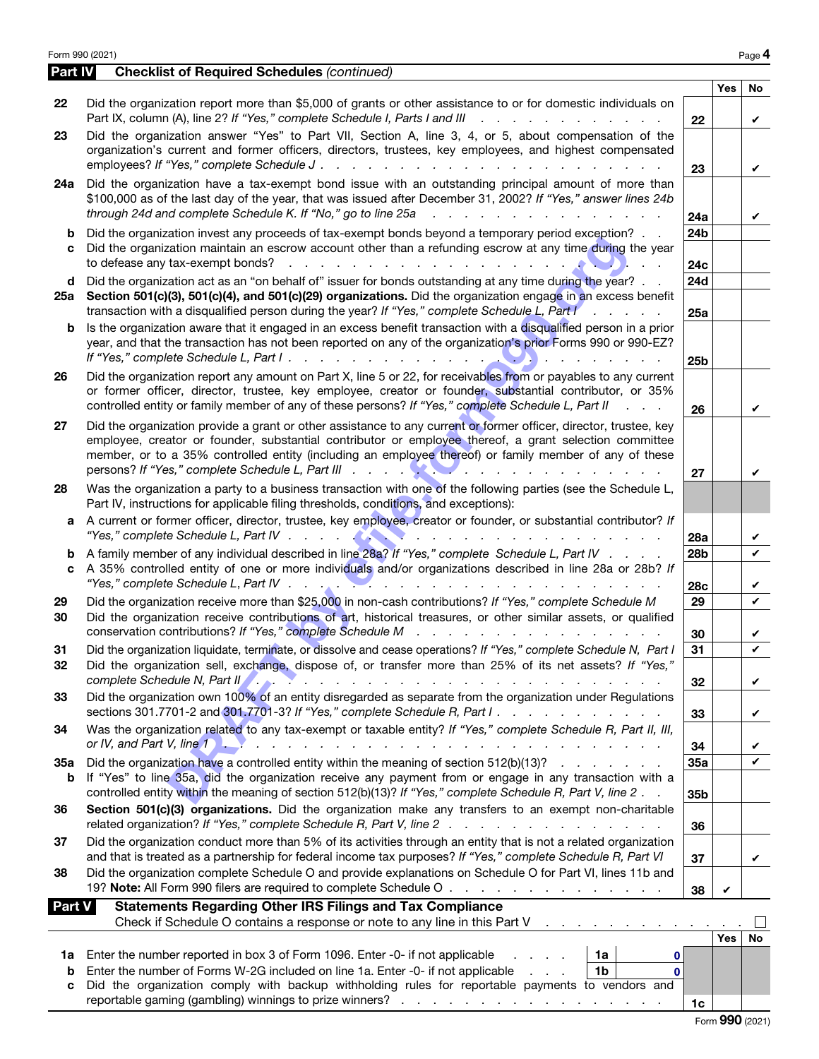## Part IV Checklist of Required Schedules *(continued)*

| | | | Yes | No |
|---|---|---|---|---|
| 22 | Did the organization report more than $5,000 of grants or other assistance to or for domestic individuals on Part IX, column (A), line 2? *If "Yes," complete Schedule I, Parts I and III* | 22 | | ✔ |
| 23 | Did the organization answer "Yes" to Part VII, Section A, line 3, 4, or 5, about compensation of the organization's current and former officers, directors, trustees, key employees, and highest compensated employees? *If "Yes," complete Schedule J* | 23 | | ✔ |
| 24a | Did the organization have a tax-exempt bond issue with an outstanding principal amount of more than $100,000 as of the last day of the year, that was issued after December 31, 2002? *If "Yes," answer lines 24b through 24d and complete Schedule K. If "No," go to line 25a* | 24a | | ✔ |
| b | Did the organization invest any proceeds of tax-exempt bonds beyond a temporary period exception? | 24b | | |
| c | Did the organization maintain an escrow account other than a refunding escrow at any time during the year to defease any tax-exempt bonds? | 24c | | |
| d | Did the organization act as an "on behalf of" issuer for bonds outstanding at any time during the year? | 24d | | |
| 25a | **Section 501(c)(3), 501(c)(4), and 501(c)(29) organizations.** Did the organization engage in an excess benefit transaction with a disqualified person during the year? *If "Yes," complete Schedule L, Part I* | 25a | | |
| b | Is the organization aware that it engaged in an excess benefit transaction with a disqualified person in a prior year, and that the transaction has not been reported on any of the organization's prior Forms 990 or 990-EZ? *If "Yes," complete Schedule L, Part I* | 25b | | |
| 26 | Did the organization report any amount on Part X, line 5 or 22, for receivables from or payables to any current or former officer, director, trustee, key employee, creator or founder, substantial contributor, or 35% controlled entity or family member of any of these persons? *If "Yes," complete Schedule L, Part II* | 26 | | ✔ |
| 27 | Did the organization provide a grant or other assistance to any current or former officer, director, trustee, key employee, creator or founder, substantial contributor or employee thereof, a grant selection committee member, or to a 35% controlled entity (including an employee thereof) or family member of any of these persons? *If "Yes," complete Schedule L, Part III* | 27 | | ✔ |
| 28 | Was the organization a party to a business transaction with one of the following parties (see the Schedule L, Part IV, instructions for applicable filing thresholds, conditions, and exceptions): | | | |
| a | A current or former officer, director, trustee, key employee, creator or founder, or substantial contributor? *If "Yes," complete Schedule L, Part IV* | 28a | | ✔ |
| b | A family member of any individual described in line 28a? *If "Yes," complete Schedule L, Part IV* | 28b | | ✔ |
| c | A 35% controlled entity of one or more individuals and/or organizations described in line 28a or 28b? *If "Yes," complete Schedule L, Part IV* | 28c | | ✔ |
| 29 | Did the organization receive more than $25,000 in non-cash contributions? *If "Yes," complete Schedule M* | 29 | | ✔ |
| 30 | Did the organization receive contributions of art, historical treasures, or other similar assets, or qualified conservation contributions? *If "Yes," complete Schedule M* | 30 | | ✔ |
| 31 | Did the organization liquidate, terminate, or dissolve and cease operations? *If "Yes," complete Schedule N, Part I* | 31 | | ✔ |
| 32 | Did the organization sell, exchange, dispose of, or transfer more than 25% of its net assets? *If "Yes," complete Schedule N, Part II* | 32 | | ✔ |
| 33 | Did the organization own 100% of an entity disregarded as separate from the organization under Regulations sections 301.7701-2 and 301.7701-3? *If "Yes," complete Schedule R, Part I* | 33 | | ✔ |
| 34 | Was the organization related to any tax-exempt or taxable entity? *If "Yes," complete Schedule R, Part II, III, or IV, and Part V, line 1* | 34 | | ✔ |
| 35a | Did the organization have a controlled entity within the meaning of section 512(b)(13)? | 35a | | ✔ |
| b | If "Yes" to line 35a, did the organization receive any payment from or engage in any transaction with a controlled entity within the meaning of section 512(b)(13)? *If "Yes," complete Schedule R, Part V, line 2* | 35b | | |
| 36 | **Section 501(c)(3) organizations.** Did the organization make any transfers to an exempt non-charitable related organization? *If "Yes," complete Schedule R, Part V, line 2* | 36 | | |
| 37 | Did the organization conduct more than 5% of its activities through an entity that is not a related organization and that is treated as a partnership for federal income tax purposes? *If "Yes," complete Schedule R, Part VI* | 37 | | ✔ |
| 38 | Did the organization complete Schedule O and provide explanations on Schedule O for Part VI, lines 11b and 19? **Note:** All Form 990 filers are required to complete Schedule O | 38 | ✔ | |

## Part V Statements Regarding Other IRS Filings and Tax Compliance

Check if Schedule O contains a response or note to any line in this Part V ☐

| | | | | | Yes | No |
|---|---|---|---|---|---|---|
| 1a | Enter the number reported in box 3 of Form 1096. Enter -0- if not applicable | 1a | 0 | | | |
| b | Enter the number of Forms W-2G included on line 1a. Enter -0- if not applicable | 1b | 0 | | | |
| c | Did the organization comply with backup withholding rules for reportable payments to vendors and reportable gaming (gambling) winnings to prize winners? | | | 1c | | |

Form **990** (2021)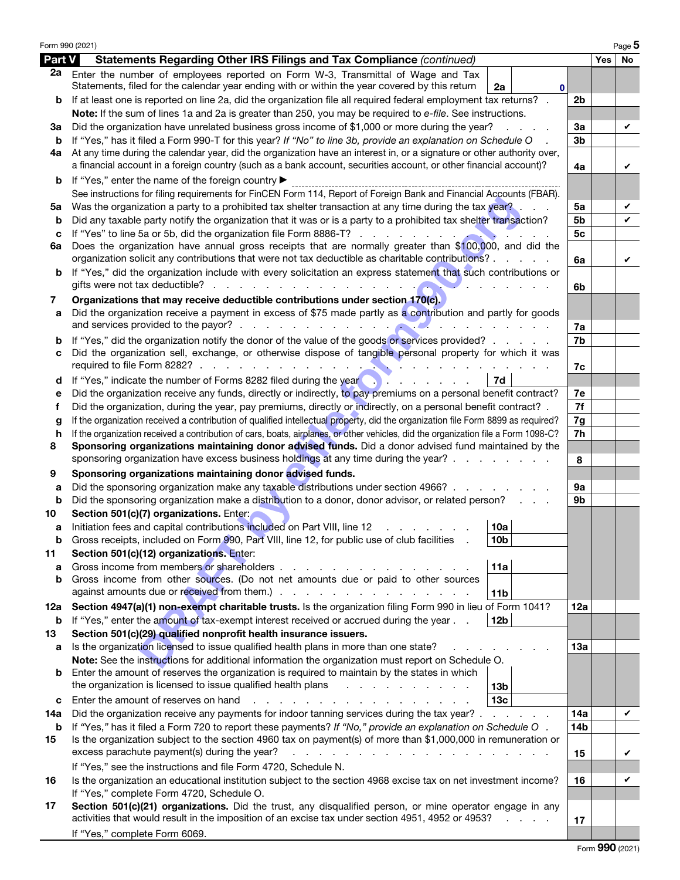## Part V Statements Regarding Other IRS Filings and Tax Compliance *(continued)*

| | | | | Yes | No |
|---|---|---|---|---|---|
| **2a** | Enter the number of employees reported on Form W-3, Transmittal of Wage and Tax Statements, filed for the calendar year ending with or within the year covered by this return | 2a 0 | | | |
| **b** | If at least one is reported on line 2a, did the organization file all required federal employment tax returns? | | 2b | | |
| | **Note:** If the sum of lines 1a and 2a is greater than 250, you may be required to *e-file*. See instructions. | | | | |
| **3a** | Did the organization have unrelated business gross income of $1,000 or more during the year? | | 3a | | ✔ |
| **b** | If "Yes," has it filed a Form 990-T for this year? *If "No" to line 3b, provide an explanation on Schedule O* | | 3b | | |
| **4a** | At any time during the calendar year, did the organization have an interest in, or a signature or other authority over, a financial account in a foreign country (such as a bank account, securities account, or other financial account)? | | 4a | | ✔ |
| **b** | If "Yes," enter the name of the foreign country ▶ | | | | |
| | See instructions for filing requirements for FinCEN Form 114, Report of Foreign Bank and Financial Accounts (FBAR). | | | | |
| **5a** | Was the organization a party to a prohibited tax shelter transaction at any time during the tax year? | | 5a | | ✔ |
| **b** | Did any taxable party notify the organization that it was or is a party to a prohibited tax shelter transaction? | | 5b | | ✔ |
| **c** | If "Yes" to line 5a or 5b, did the organization file Form 8886-T? | | 5c | | |
| **6a** | Does the organization have annual gross receipts that are normally greater than $100,000, and did the organization solicit any contributions that were not tax deductible as charitable contributions? | | 6a | | ✔ |
| **b** | If "Yes," did the organization include with every solicitation an express statement that such contributions or gifts were not tax deductible? | | 6b | | |
| **7** | **Organizations that may receive deductible contributions under section 170(c).** | | | | |
| **a** | Did the organization receive a payment in excess of $75 made partly as a contribution and partly for goods and services provided to the payor? | | 7a | | |
| **b** | If "Yes," did the organization notify the donor of the value of the goods or services provided? | | 7b | | |
| **c** | Did the organization sell, exchange, or otherwise dispose of tangible personal property for which it was required to file Form 8282? | | 7c | | |
| **d** | If "Yes," indicate the number of Forms 8282 filed during the year | 7d | | | |
| **e** | Did the organization receive any funds, directly or indirectly, to pay premiums on a personal benefit contract? | | 7e | | |
| **f** | Did the organization, during the year, pay premiums, directly or indirectly, on a personal benefit contract? | | 7f | | |
| **g** | If the organization received a contribution of qualified intellectual property, did the organization file Form 8899 as required? | | 7g | | |
| **h** | If the organization received a contribution of cars, boats, airplanes, or other vehicles, did the organization file a Form 1098-C? | | 7h | | |
| **8** | **Sponsoring organizations maintaining donor advised funds.** Did a donor advised fund maintained by the sponsoring organization have excess business holdings at any time during the year? | | 8 | | |
| **9** | **Sponsoring organizations maintaining donor advised funds.** | | | | |
| **a** | Did the sponsoring organization make any taxable distributions under section 4966? | | 9a | | |
| **b** | Did the sponsoring organization make a distribution to a donor, donor advisor, or related person? | | 9b | | |
| **10** | **Section 501(c)(7) organizations.** Enter: | | | | |
| **a** | Initiation fees and capital contributions included on Part VIII, line 12 | 10a | | | |
| **b** | Gross receipts, included on Form 990, Part VIII, line 12, for public use of club facilities | 10b | | | |
| **11** | **Section 501(c)(12) organizations.** Enter: | | | | |
| **a** | Gross income from members or shareholders | 11a | | | |
| **b** | Gross income from other sources. (Do not net amounts due or paid to other sources against amounts due or received from them.) | 11b | | | |
| **12a** | **Section 4947(a)(1) non-exempt charitable trusts.** Is the organization filing Form 990 in lieu of Form 1041? | | 12a | | |
| **b** | If "Yes," enter the amount of tax-exempt interest received or accrued during the year | 12b | | | |
| **13** | **Section 501(c)(29) qualified nonprofit health insurance issuers.** | | | | |
| **a** | Is the organization licensed to issue qualified health plans in more than one state? | | 13a | | |
| | **Note:** See the instructions for additional information the organization must report on Schedule O. | | | | |
| **b** | Enter the amount of reserves the organization is required to maintain by the states in which the organization is licensed to issue qualified health plans | 13b | | | |
| **c** | Enter the amount of reserves on hand | 13c | | | |
| **14a** | Did the organization receive any payments for indoor tanning services during the tax year? | | 14a | | ✔ |
| **b** | If "Yes," has it filed a Form 720 to report these payments? *If "No," provide an explanation on Schedule O* | | 14b | | |
| **15** | Is the organization subject to the section 4960 tax on payment(s) of more than $1,000,000 in remuneration or excess parachute payment(s) during the year? | | 15 | | ✔ |
| | If "Yes," see the instructions and file Form 4720, Schedule N. | | | | |
| **16** | Is the organization an educational institution subject to the section 4968 excise tax on net investment income? | | 16 | | ✔ |
| | If "Yes," complete Form 4720, Schedule O. | | | | |
| **17** | **Section 501(c)(21) organizations.** Did the trust, any disqualified person, or mine operator engage in any activities that would result in the imposition of an excise tax under section 4951, 4952 or 4953? | | 17 | | |
| | If "Yes," complete Form 6069. | | | | |

Form **990** (2021)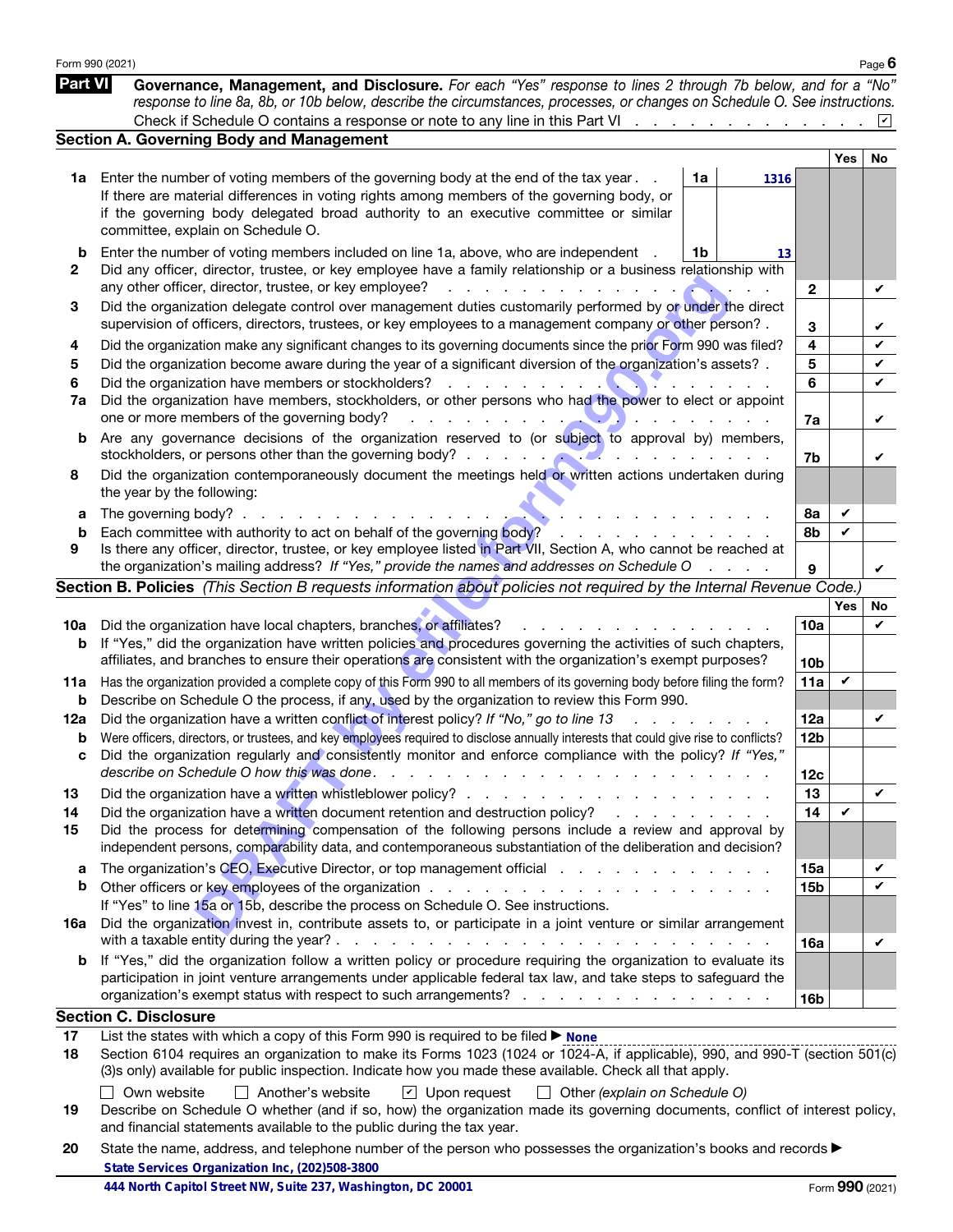Form 990 (2021)

## Part VI Governance, Management, and Disclosure.

*For each "Yes" response to lines 2 through 7b below, and for a "No" response to line 8a, 8b, or 10b below, describe the circumstances, processes, or changes on Schedule O. See instructions.*

Check if Schedule O contains a response or note to any line in this Part VI . . . . . . . . . . . . . . . ☑

### Section A. Governing Body and Management

| | | | | Yes | No |
|---|---|---|---|---|---|
| **1a** | Enter the number of voting members of the governing body at the end of the tax year . . If there are material differences in voting rights among members of the governing body, or if the governing body delegated broad authority to an executive committee or similar committee, explain on Schedule O. | 1a: 1316 | | | |
| **b** | Enter the number of voting members included on line 1a, above, who are independent . | 1b: 13 | | | |
| **2** | Did any officer, director, trustee, or key employee have a family relationship or a business relationship with any other officer, director, trustee, or key employee? | | 2 | | ✔ |
| **3** | Did the organization delegate control over management duties customarily performed by or under the direct supervision of officers, directors, trustees, or key employees to a management company or other person? . | | 3 | | ✔ |
| **4** | Did the organization make any significant changes to its governing documents since the prior Form 990 was filed? | | 4 | | ✔ |
| **5** | Did the organization become aware during the year of a significant diversion of the organization's assets? . | | 5 | | ✔ |
| **6** | Did the organization have members or stockholders? | | 6 | | ✔ |
| **7a** | Did the organization have members, stockholders, or other persons who had the power to elect or appoint one or more members of the governing body? | | 7a | | ✔ |
| **b** | Are any governance decisions of the organization reserved to (or subject to approval by) members, stockholders, or persons other than the governing body? | | 7b | | ✔ |
| **8** | Did the organization contemporaneously document the meetings held or written actions undertaken during the year by the following: | | | | |
| **a** | The governing body? | | 8a | ✔ | |
| **b** | Each committee with authority to act on behalf of the governing body? | | 8b | ✔ | |
| **9** | Is there any officer, director, trustee, or key employee listed in Part VII, Section A, who cannot be reached at the organization's mailing address? *If "Yes," provide the names and addresses on Schedule O* | | 9 | | ✔ |

### Section B. Policies *(This Section B requests information about policies not required by the Internal Revenue Code.)*

| | | | Yes | No |
|---|---|---|---|---|
| **10a** | Did the organization have local chapters, branches, or affiliates? | 10a | | ✔ |
| **b** | If "Yes," did the organization have written policies and procedures governing the activities of such chapters, affiliates, and branches to ensure their operations are consistent with the organization's exempt purposes? | 10b | | |
| **11a** | Has the organization provided a complete copy of this Form 990 to all members of its governing body before filing the form? | 11a | ✔ | |
| **b** | Describe on Schedule O the process, if any, used by the organization to review this Form 990. | | | |
| **12a** | Did the organization have a written conflict of interest policy? *If "No," go to line 13* | 12a | | ✔ |
| **b** | Were officers, directors, or trustees, and key employees required to disclose annually interests that could give rise to conflicts? | 12b | | |
| **c** | Did the organization regularly and consistently monitor and enforce compliance with the policy? *If "Yes," describe on Schedule O how this was done* | 12c | | |
| **13** | Did the organization have a written whistleblower policy? | 13 | | ✔ |
| **14** | Did the organization have a written document retention and destruction policy? | 14 | ✔ | |
| **15** | Did the process for determining compensation of the following persons include a review and approval by independent persons, comparability data, and contemporaneous substantiation of the deliberation and decision? | | | |
| **a** | The organization's CEO, Executive Director, or top management official | 15a | | ✔ |
| **b** | Other officers or key employees of the organization | 15b | | ✔ |
| | If "Yes" to line 15a or 15b, describe the process on Schedule O. See instructions. | | | |
| **16a** | Did the organization invest in, contribute assets to, or participate in a joint venture or similar arrangement with a taxable entity during the year? | 16a | | ✔ |
| **b** | If "Yes," did the organization follow a written policy or procedure requiring the organization to evaluate its participation in joint venture arrangements under applicable federal tax law, and take steps to safeguard the organization's exempt status with respect to such arrangements? | 16b | | |

### Section C. Disclosure

**17** List the states with which a copy of this Form 990 is required to be filed ▶ None

**18** Section 6104 requires an organization to make its Forms 1023 (1024 or 1024-A, if applicable), 990, and 990-T (section 501(c)(3)s only) available for public inspection. Indicate how you made these available. Check all that apply.

☐ Own website ☐ Another's website ☑ Upon request ☐ Other *(explain on Schedule O)*

**19** Describe on Schedule O whether (and if so, how) the organization made its governing documents, conflict of interest policy, and financial statements available to the public during the tax year.

**20** State the name, address, and telephone number of the person who possesses the organization's books and records ▶

State Services Organization Inc, (202)508-3800
444 North Capitol Street NW, Suite 237, Washington, DC 20001

Form **990** (2021)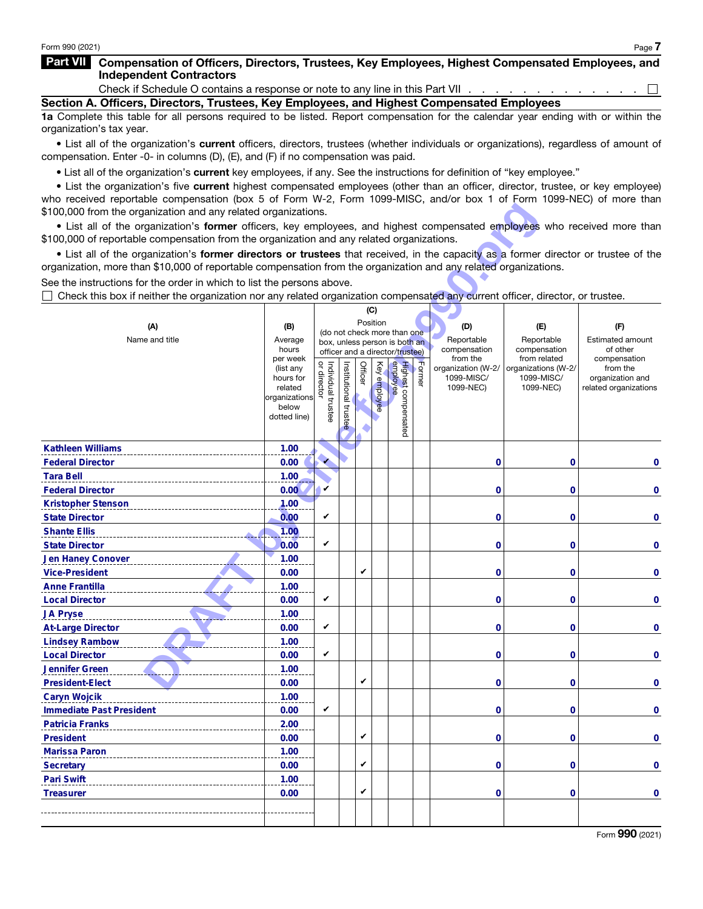## Part VII Compensation of Officers, Directors, Trustees, Key Employees, Highest Compensated Employees, and Independent Contractors

Check if Schedule O contains a response or note to any line in this Part VII . . . . . . . . . . . . . . . ☐

### Section A. Officers, Directors, Trustees, Key Employees, and Highest Compensated Employees

**1a** Complete this table for all persons required to be listed. Report compensation for the calendar year ending with or within the organization's tax year.

- List all of the organization's **current** officers, directors, trustees (whether individuals or organizations), regardless of amount of compensation. Enter -0- in columns (D), (E), and (F) if no compensation was paid.
- List all of the organization's **current** key employees, if any. See the instructions for definition of "key employee."
- List the organization's five **current** highest compensated employees (other than an officer, director, trustee, or key employee) who received reportable compensation (box 5 of Form W-2, Form 1099-MISC, and/or box 1 of Form 1099-NEC) of more than $100,000 from the organization and any related organizations.
- List all of the organization's **former** officers, key employees, and highest compensated employees who received more than $100,000 of reportable compensation from the organization and any related organizations.
- List all of the organization's **former directors or trustees** that received, in the capacity as a former director or trustee of the organization, more than $10,000 of reportable compensation from the organization and any related organizations.

See the instructions for the order in which to list the persons above.

☐ Check this box if neither the organization nor any related organization compensated any current officer, director, or trustee.

| (A) Name and title | (B) Average hours per week (list any hours for related organizations below dotted line) | (C) Position: Individual trustee or director | Institutional trustee | Officer | Key employee | Highest compensated employee | Former | (D) Reportable compensation from the organization (W-2/ 1099-MISC/ 1099-NEC) | (E) Reportable compensation from related organizations (W-2/ 1099-MISC/ 1099-NEC) | (F) Estimated amount of other compensation from the organization and related organizations |
|---|---|---|---|---|---|---|---|---|---|---|
| Kathleen Williams<br>Federal Director | 1.00<br>0.00 | ✔ | | | | | | 0 | 0 | 0 |
| Tara Bell<br>Federal Director | 1.00<br>0.00 | ✔ | | | | | | 0 | 0 | 0 |
| Kristopher Stenson<br>State Director | 1.00<br>0.00 | ✔ | | | | | | 0 | 0 | 0 |
| Shante Ellis<br>State Director | 1.00<br>0.00 | ✔ | | | | | | 0 | 0 | 0 |
| Jen Haney Conover<br>Vice-President | 1.00<br>0.00 | | | ✔ | | | | 0 | 0 | 0 |
| Anne Frantilla<br>Local Director | 1.00<br>0.00 | ✔ | | | | | | 0 | 0 | 0 |
| JA Pryse<br>At-Large Director | 1.00<br>0.00 | ✔ | | | | | | 0 | 0 | 0 |
| Lindsey Rambow<br>Local Director | 1.00<br>0.00 | ✔ | | | | | | 0 | 0 | 0 |
| Jennifer Green<br>President-Elect | 1.00<br>0.00 | | | ✔ | | | | 0 | 0 | 0 |
| Caryn Wojcik<br>Immediate Past President | 1.00<br>0.00 | ✔ | | | | | | 0 | 0 | 0 |
| Patricia Franks<br>President | 2.00<br>0.00 | | | ✔ | | | | 0 | 0 | 0 |
| Marissa Paron<br>Secretary | 1.00<br>0.00 | | | ✔ | | | | 0 | 0 | 0 |
| Pari Swift<br>Treasurer | 1.00<br>0.00 | | | ✔ | | | | 0 | 0 | 0 |
| | | | | | | | | | | |

Form **990** (2021)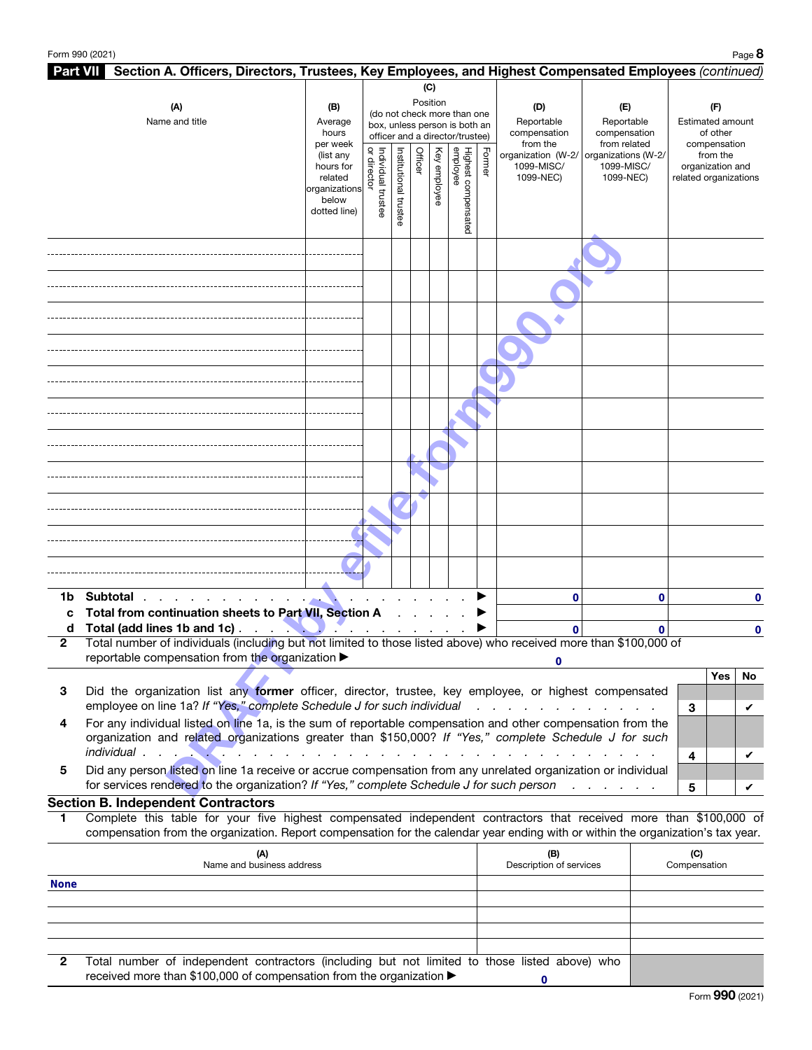## Part VII Section A. Officers, Directors, Trustees, Key Employees, and Highest Compensated Employees *(continued)*

| (A) Name and title | (B) Average hours per week (list any hours for related organizations below dotted line) | (C) Position (do not check more than one box, unless person is both an officer and a director/trustee): Individual trustee or director | Institutional trustee | Officer | Key employee | Highest compensated employee | Former | (D) Reportable compensation from the organization (W-2/ 1099-MISC/ 1099-NEC) | (E) Reportable compensation from related organizations (W-2/ 1099-MISC/ 1099-NEC) | (F) Estimated amount of other compensation from the organization and related organizations |
|---|---|---|---|---|---|---|---|---|---|---|
| | | | | | | | | | | |
| | | | | | | | | | | |
| | | | | | | | | | | |
| | | | | | | | | | | |
| | | | | | | | | | | |
| | | | | | | | | | | |
| | | | | | | | | | | |
| | | | | | | | | | | |
| | | | | | | | | | | |
| | | | | | | | | | | |
| | | | | | | | | | | |

| | | (D) | (E) | (F) |
|---|---|---|---|---|
| **1b** | **Subtotal** ▶ | 0 | 0 | 0 |
| **c** | **Total from continuation sheets to Part VII, Section A** ▶ | | | |
| **d** | **Total (add lines 1b and 1c)** ▶ | 0 | 0 | 0 |

**2** Total number of individuals (including but not limited to those listed above) who received more than $100,000 of reportable compensation from the organization ▶ 0

| | | | Yes | No |
|---|---|---|---|---|
| **3** | Did the organization list any **former** officer, director, trustee, key employee, or highest compensated employee on line 1a? *If "Yes," complete Schedule J for such individual* | 3 | | ✔ |
| **4** | For any individual listed on line 1a, is the sum of reportable compensation and other compensation from the organization and related organizations greater than $150,000? *If "Yes," complete Schedule J for such individual* | 4 | | ✔ |
| **5** | Did any person listed on line 1a receive or accrue compensation from any unrelated organization or individual for services rendered to the organization? *If "Yes," complete Schedule J for such person* | 5 | | ✔ |

### Section B. Independent Contractors

**1** Complete this table for your five highest compensated independent contractors that received more than $100,000 of compensation from the organization. Report compensation for the calendar year ending with or within the organization's tax year.

| (A) Name and business address | (B) Description of services | (C) Compensation |
|---|---|---|
| None | | |
| | | |
| | | |
| | | |
| | | |

**2** Total number of independent contractors (including but not limited to those listed above) who received more than $100,000 of compensation from the organization ▶ 0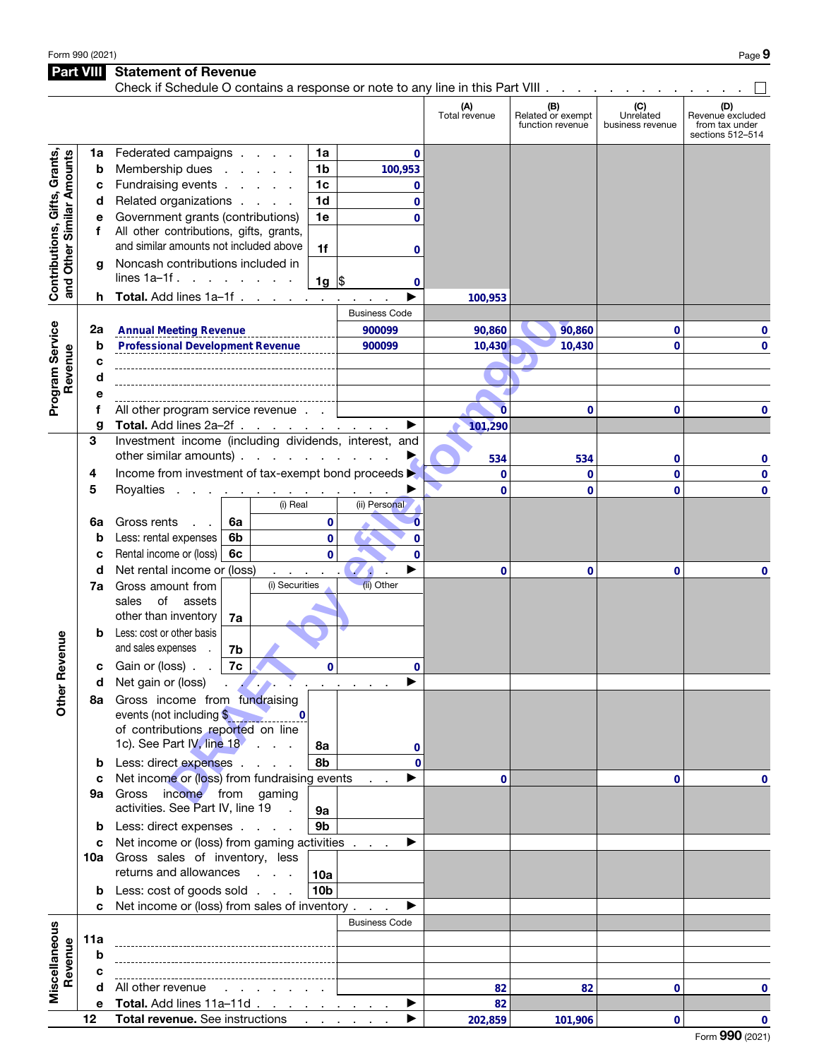## Part VIII Statement of Revenue

Check if Schedule O contains a response or note to any line in this Part VIII . . . . . . . . . . . . . . ☐

| | | | | | (A) Total revenue | (B) Related or exempt function revenue | (C) Unrelated business revenue | (D) Revenue excluded from tax under sections 512–514 |
|---|---|---|---|---|---|---|---|---|
| **Contributions, Gifts, Grants, and Other Similar Amounts** | 1a | Federated campaigns | 1a | 0 | | | | |
| | b | Membership dues | 1b | 100,953 | | | | |
| | c | Fundraising events | 1c | 0 | | | | |
| | d | Related organizations | 1d | 0 | | | | |
| | e | Government grants (contributions) | 1e | 0 | | | | |
| | f | All other contributions, gifts, grants, and similar amounts not included above | 1f | 0 | | | | |
| | g | Noncash contributions included in lines 1a–1f | 1g | $ 0 | | | | |
| | h | **Total.** Add lines 1a–1f . . . . ▶ | | | 100,953 | | | |
| **Program Service Revenue** | | | Business Code | | | | | |
| | 2a | Annual Meeting Revenue | 900099 | | 90,860 | 90,860 | 0 | 0 |
| | b | Professional Development Revenue | 900099 | | 10,430 | 10,430 | 0 | 0 |
| | c | | | | | | | |
| | d | | | | | | | |
| | e | | | | | | | |
| | f | All other program service revenue | | | 0 | 0 | 0 | 0 |
| | g | **Total.** Add lines 2a–2f . . . . ▶ | | | 101,290 | | | |
| **Other Revenue** | 3 | Investment income (including dividends, interest, and other similar amounts) ▶ | | | 534 | 534 | 0 | 0 |
| | 4 | Income from investment of tax-exempt bond proceeds ▶ | | | 0 | 0 | 0 | 0 |
| | 5 | Royalties ▶ | | | 0 | 0 | 0 | 0 |
| | | | (i) Real | (ii) Personal | | | | |
| | 6a | Gross rents (6a) | 0 | 0 | | | | |
| | b | Less: rental expenses (6b) | 0 | 0 | | | | |
| | c | Rental income or (loss) (6c) | 0 | 0 | | | | |
| | d | Net rental income or (loss) ▶ | | | 0 | 0 | 0 | 0 |
| | | | (i) Securities | (ii) Other | | | | |
| | 7a | Gross amount from sales of assets other than inventory (7a) | | | | | | |
| | b | Less: cost or other basis and sales expenses (7b) | | | | | | |
| | c | Gain or (loss) (7c) | 0 | 0 | | | | |
| | d | Net gain or (loss) ▶ | | | | | | |
| | 8a | Gross income from fundraising events (not including $ 0 of contributions reported on line 1c). See Part IV, line 18 | 8a | 0 | | | | |
| | b | Less: direct expenses | 8b | 0 | | | | |
| | c | Net income or (loss) from fundraising events ▶ | | | 0 | | 0 | 0 |
| | 9a | Gross income from gaming activities. See Part IV, line 19 | 9a | | | | | |
| | b | Less: direct expenses | 9b | | | | | |
| | c | Net income or (loss) from gaming activities ▶ | | | | | | |
| | 10a | Gross sales of inventory, less returns and allowances | 10a | | | | | |
| | b | Less: cost of goods sold | 10b | | | | | |
| | c | Net income or (loss) from sales of inventory ▶ | | | | | | |
| **Miscellaneous Revenue** | | | Business Code | | | | | |
| | 11a | | | | | | | |
| | b | | | | | | | |
| | c | | | | | | | |
| | d | All other revenue | | | 82 | 82 | 0 | 0 |
| | e | **Total.** Add lines 11a–11d ▶ | | | 82 | | | |
| | 12 | **Total revenue.** See instructions ▶ | | | 202,859 | 101,906 | 0 | 0 |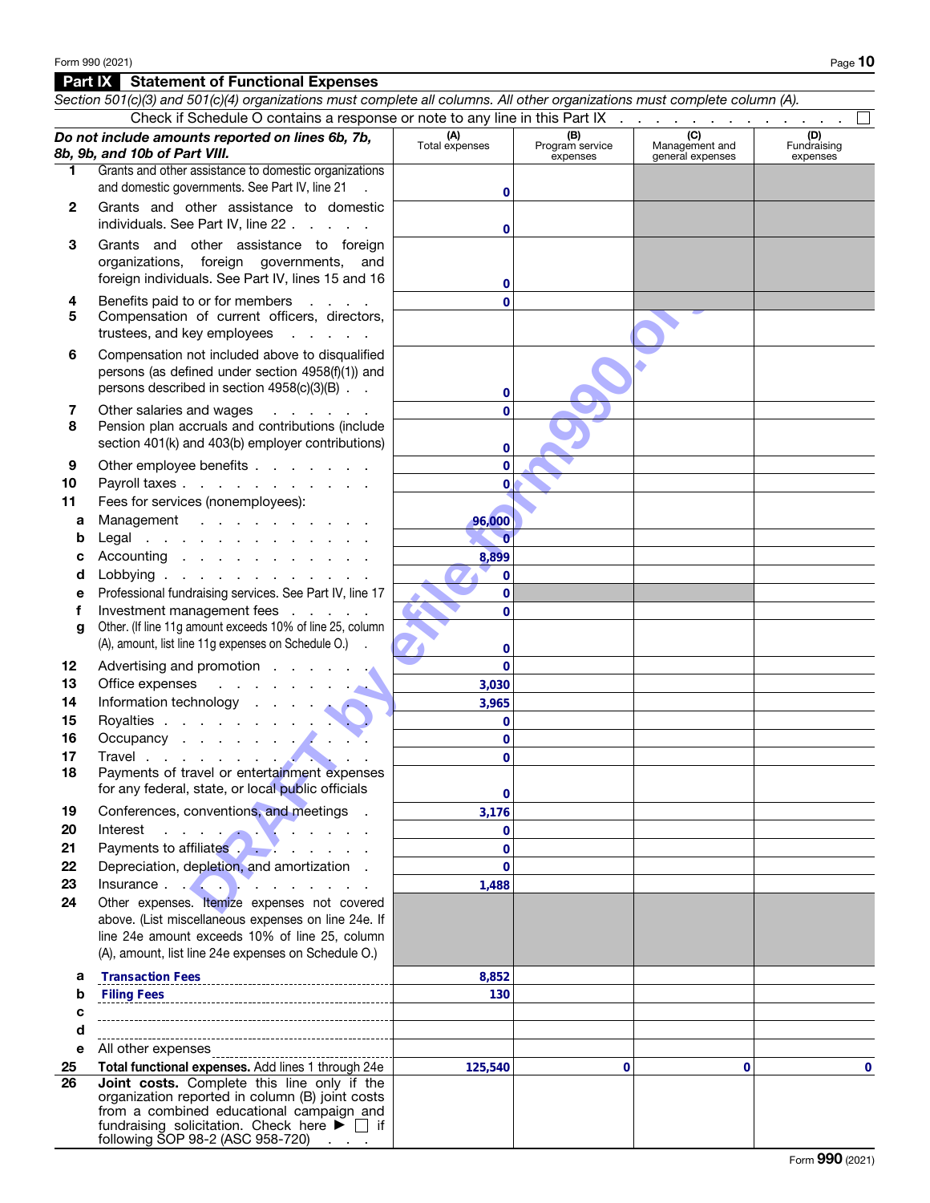Form 990 (2021)

## Part IX Statement of Functional Expenses

*Section 501(c)(3) and 501(c)(4) organizations must complete all columns. All other organizations must complete column (A).*

Check if Schedule O contains a response or note to any line in this Part IX . . . . . . . . . . . . . ☐

| ***Do not include amounts reported on lines 6b, 7b, 8b, 9b, and 10b of Part VIII.*** | (A) Total expenses | (B) Program service expenses | (C) Management and general expenses | (D) Fundraising expenses |
|---|---|---|---|---|
| 1 Grants and other assistance to domestic organizations and domestic governments. See Part IV, line 21 | 0 | | | |
| 2 Grants and other assistance to domestic individuals. See Part IV, line 22 | 0 | | | |
| 3 Grants and other assistance to foreign organizations, foreign governments, and foreign individuals. See Part IV, lines 15 and 16 | 0 | | | |
| 4 Benefits paid to or for members | 0 | | | |
| 5 Compensation of current officers, directors, trustees, and key employees | | | | |
| 6 Compensation not included above to disqualified persons (as defined under section 4958(f)(1)) and persons described in section 4958(c)(3)(B) | 0 | | | |
| 7 Other salaries and wages | 0 | | | |
| 8 Pension plan accruals and contributions (include section 401(k) and 403(b) employer contributions) | 0 | | | |
| 9 Other employee benefits | 0 | | | |
| 10 Payroll taxes | 0 | | | |
| 11 Fees for services (nonemployees): | | | | |
| a Management | 96,000 | | | |
| b Legal | 0 | | | |
| c Accounting | 8,899 | | | |
| d Lobbying | 0 | | | |
| e Professional fundraising services. See Part IV, line 17 | 0 | | | |
| f Investment management fees | 0 | | | |
| g Other. (If line 11g amount exceeds 10% of line 25, column (A), amount, list line 11g expenses on Schedule O.) | 0 | | | |
| 12 Advertising and promotion | 0 | | | |
| 13 Office expenses | 3,030 | | | |
| 14 Information technology | 3,965 | | | |
| 15 Royalties | 0 | | | |
| 16 Occupancy | 0 | | | |
| 17 Travel | 0 | | | |
| 18 Payments of travel or entertainment expenses for any federal, state, or local public officials | 0 | | | |
| 19 Conferences, conventions, and meetings | 3,176 | | | |
| 20 Interest | 0 | | | |
| 21 Payments to affiliates | 0 | | | |
| 22 Depreciation, depletion, and amortization | 0 | | | |
| 23 Insurance | 1,488 | | | |
| 24 Other expenses. Itemize expenses not covered above. (List miscellaneous expenses on line 24e. If line 24e amount exceeds 10% of line 25, column (A), amount, list line 24e expenses on Schedule O.) | | | | |
| a Transaction Fees | 8,852 | | | |
| b Filing Fees | 130 | | | |
| c | | | | |
| d | | | | |
| e All other expenses | | | | |
| **25 Total functional expenses.** Add lines 1 through 24e | 125,540 | 0 | 0 | 0 |
| **26 Joint costs.** Complete this line only if the organization reported in column (B) joint costs from a combined educational campaign and fundraising solicitation. Check here ▶ ☐ if following SOP 98-2 (ASC 958-720) | | | | |

Form **990** (2021)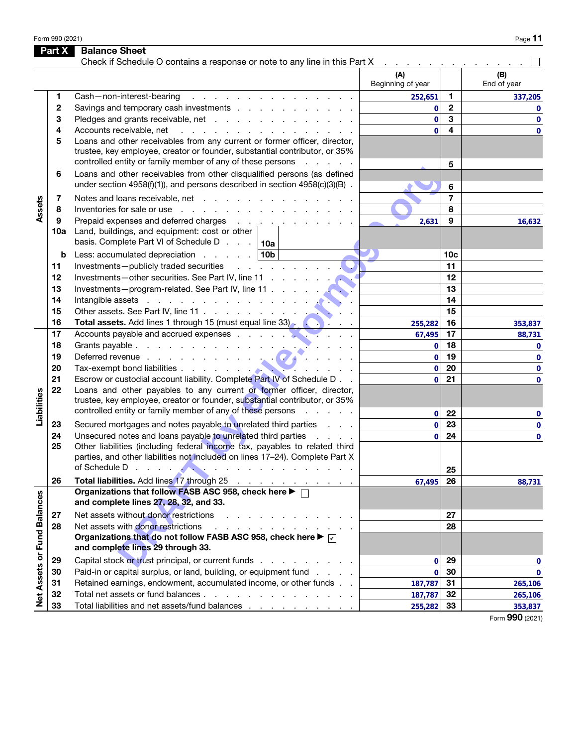Form 990 (2021)

## Part X Balance Sheet

Check if Schedule O contains a response or note to any line in this Part X . . . . . . . . . . . . . . ☐

| Section | Line | Description | (A) Beginning of year | Line | (B) End of year |
|---|---|---|---|---|---|
| Assets | 1 | Cash—non-interest-bearing | 252,651 | 1 | 337,205 |
| | 2 | Savings and temporary cash investments | 0 | 2 | 0 |
| | 3 | Pledges and grants receivable, net | 0 | 3 | 0 |
| | 4 | Accounts receivable, net | 0 | 4 | 0 |
| | 5 | Loans and other receivables from any current or former officer, director, trustee, key employee, creator or founder, substantial contributor, or 35% controlled entity or family member of any of these persons | | 5 | |
| | 6 | Loans and other receivables from other disqualified persons (as defined under section 4958(f)(1)), and persons described in section 4958(c)(3)(B) | | 6 | |
| | 7 | Notes and loans receivable, net | | 7 | |
| | 8 | Inventories for sale or use | | 8 | |
| | 9 | Prepaid expenses and deferred charges | 2,631 | 9 | 16,632 |
| | 10a | Land, buildings, and equipment: cost or other basis. Complete Part VI of Schedule D . . . 10a | | | |
| | b | Less: accumulated depreciation . . . . . 10b | | 10c | |
| | 11 | Investments—publicly traded securities | | 11 | |
| | 12 | Investments—other securities. See Part IV, line 11 | | 12 | |
| | 13 | Investments—program-related. See Part IV, line 11 | | 13 | |
| | 14 | Intangible assets | | 14 | |
| | 15 | Other assets. See Part IV, line 11 | | 15 | |
| | 16 | **Total assets.** Add lines 1 through 15 (must equal line 33) | 255,282 | 16 | 353,837 |
| Liabilities | 17 | Accounts payable and accrued expenses | 67,495 | 17 | 88,731 |
| | 18 | Grants payable | 0 | 18 | 0 |
| | 19 | Deferred revenue | 0 | 19 | 0 |
| | 20 | Tax-exempt bond liabilities | 0 | 20 | 0 |
| | 21 | Escrow or custodial account liability. Complete Part IV of Schedule D | 0 | 21 | 0 |
| | 22 | Loans and other payables to any current or former officer, director, trustee, key employee, creator or founder, substantial contributor, or 35% controlled entity or family member of any of these persons | 0 | 22 | 0 |
| | 23 | Secured mortgages and notes payable to unrelated third parties | 0 | 23 | 0 |
| | 24 | Unsecured notes and loans payable to unrelated third parties | 0 | 24 | 0 |
| | 25 | Other liabilities (including federal income tax, payables to related third parties, and other liabilities not included on lines 17–24). Complete Part X of Schedule D | | 25 | |
| | 26 | **Total liabilities.** Add lines 17 through 25 | 67,495 | 26 | 88,731 |
| Net Assets or Fund Balances | | **Organizations that follow FASB ASC 958, check here ▶ ☐ and complete lines 27, 28, 32, and 33.** | | | |
| | 27 | Net assets without donor restrictions | | 27 | |
| | 28 | Net assets with donor restrictions | | 28 | |
| | | **Organizations that do not follow FASB ASC 958, check here ▶ ☑ and complete lines 29 through 33.** | | | |
| | 29 | Capital stock or trust principal, or current funds | 0 | 29 | 0 |
| | 30 | Paid-in or capital surplus, or land, building, or equipment fund | 0 | 30 | 0 |
| | 31 | Retained earnings, endowment, accumulated income, or other funds | 187,787 | 31 | 265,106 |
| | 32 | Total net assets or fund balances | 187,787 | 32 | 265,106 |
| | 33 | Total liabilities and net assets/fund balances | 255,282 | 33 | 353,837 |

Form 990 (2021)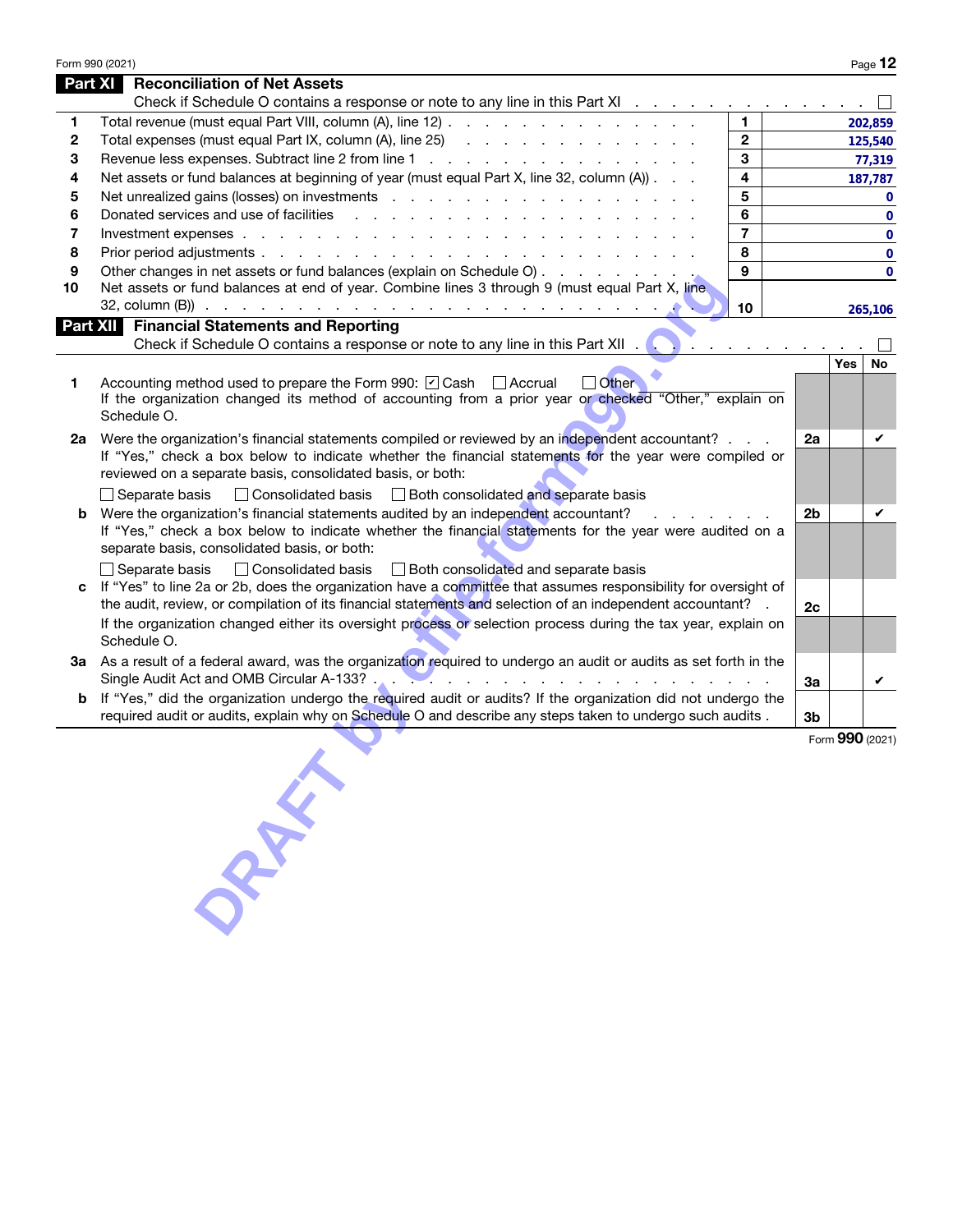## Part XI Reconciliation of Net Assets

Check if Schedule O contains a response or note to any line in this Part XI . . . ☐

| | | | |
|---|---|---|---|
| 1 | Total revenue (must equal Part VIII, column (A), line 12) | 1 | 202,859 |
| 2 | Total expenses (must equal Part IX, column (A), line 25) | 2 | 125,540 |
| 3 | Revenue less expenses. Subtract line 2 from line 1 | 3 | 77,319 |
| 4 | Net assets or fund balances at beginning of year (must equal Part X, line 32, column (A)) | 4 | 187,787 |
| 5 | Net unrealized gains (losses) on investments | 5 | 0 |
| 6 | Donated services and use of facilities | 6 | 0 |
| 7 | Investment expenses | 7 | 0 |
| 8 | Prior period adjustments | 8 | 0 |
| 9 | Other changes in net assets or fund balances (explain on Schedule O) | 9 | 0 |
| 10 | Net assets or fund balances at end of year. Combine lines 3 through 9 (must equal Part X, line 32, column (B)) | 10 | 265,106 |

## Part XII Financial Statements and Reporting

Check if Schedule O contains a response or note to any line in this Part XII . . . ☐

| | | | Yes | No |
|---|---|---|---|---|
| 1 | Accounting method used to prepare the Form 990: ☑ Cash ☐ Accrual ☐ Other<br>If the organization changed its method of accounting from a prior year or checked "Other," explain on Schedule O. | | | |
| 2a | Were the organization's financial statements compiled or reviewed by an independent accountant?<br>If "Yes," check a box below to indicate whether the financial statements for the year were compiled or reviewed on a separate basis, consolidated basis, or both:<br>☐ Separate basis ☐ Consolidated basis ☐ Both consolidated and separate basis | 2a | | ✔ |
| b | Were the organization's financial statements audited by an independent accountant?<br>If "Yes," check a box below to indicate whether the financial statements for the year were audited on a separate basis, consolidated basis, or both:<br>☐ Separate basis ☐ Consolidated basis ☐ Both consolidated and separate basis | 2b | | ✔ |
| c | If "Yes" to line 2a or 2b, does the organization have a committee that assumes responsibility for oversight of the audit, review, or compilation of its financial statements and selection of an independent accountant?<br>If the organization changed either its oversight process or selection process during the tax year, explain on Schedule O. | 2c | | |
| 3a | As a result of a federal award, was the organization required to undergo an audit or audits as set forth in the Single Audit Act and OMB Circular A-133? | 3a | | ✔ |
| b | If "Yes," did the organization undergo the required audit or audits? If the organization did not undergo the required audit or audits, explain why on Schedule O and describe any steps taken to undergo such audits | 3b | | |

Form 990 (2021)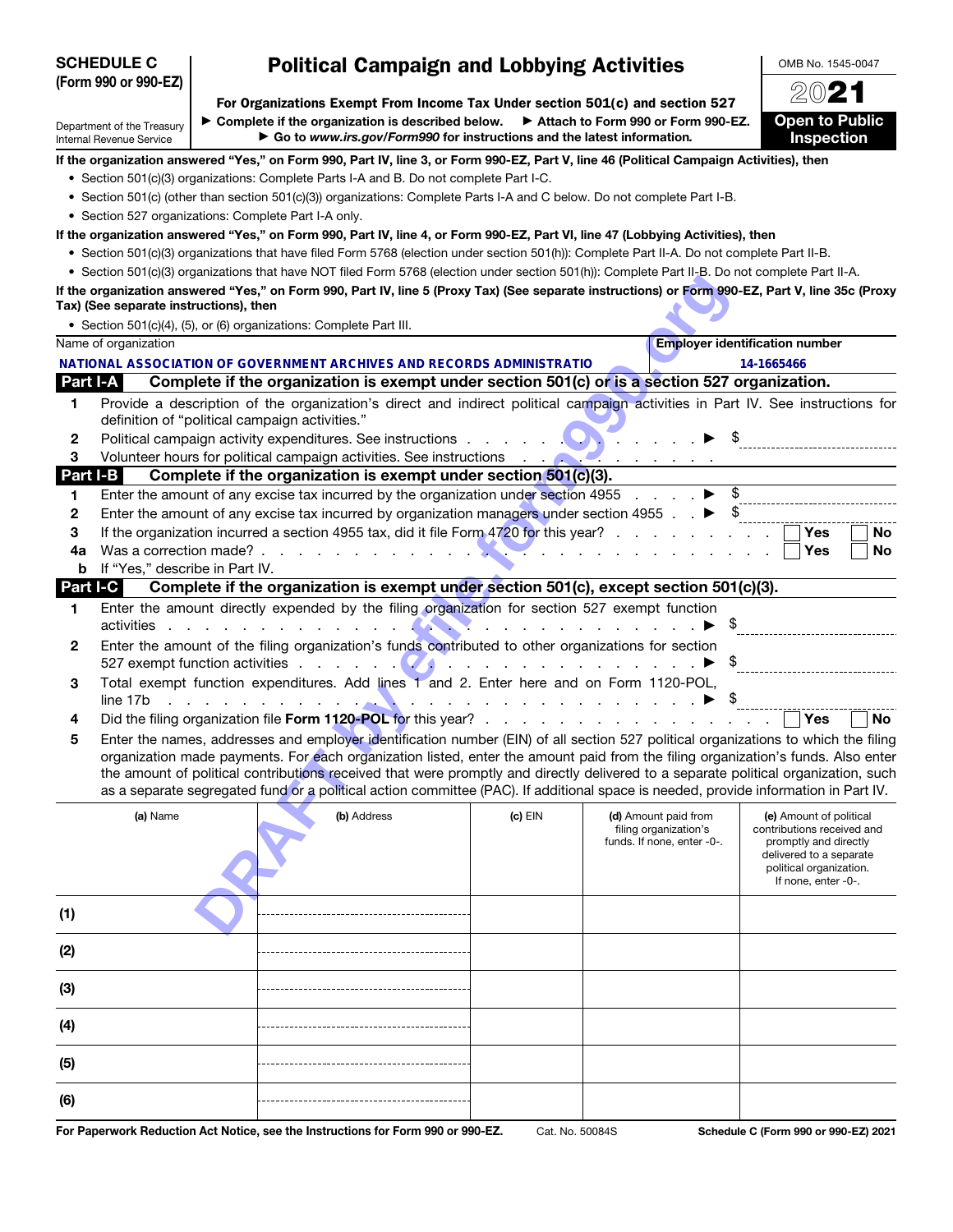**SCHEDULE C (Form 990 or 990-EZ)**

Department of the Treasury
Internal Revenue Service

# Political Campaign and Lobbying Activities

**For Organizations Exempt From Income Tax Under section 501(c) and section 527**

► **Complete if the organization is described below.** ► **Attach to Form 990 or Form 990-EZ.**
► **Go to *www.irs.gov/Form990* for instructions and the latest information.**

OMB No. 1545-0047

**2021**

**Open to Public Inspection**

**If the organization answered "Yes," on Form 990, Part IV, line 3, or Form 990-EZ, Part V, line 46 (Political Campaign Activities), then**

- Section 501(c)(3) organizations: Complete Parts I-A and B. Do not complete Part I-C.
- Section 501(c) (other than section 501(c)(3)) organizations: Complete Parts I-A and C below. Do not complete Part I-B.
- Section 527 organizations: Complete Part I-A only.

**If the organization answered "Yes," on Form 990, Part IV, line 4, or Form 990-EZ, Part VI, line 47 (Lobbying Activities), then**

- Section 501(c)(3) organizations that have filed Form 5768 (election under section 501(h)): Complete Part II-A. Do not complete Part II-B.
- Section 501(c)(3) organizations that have NOT filed Form 5768 (election under section 501(h)): Complete Part II-B. Do not complete Part II-A.

**If the organization answered "Yes," on Form 990, Part IV, line 5 (Proxy Tax) (See separate instructions) or Form 990-EZ, Part V, line 35c (Proxy Tax) (See separate instructions), then**

- Section 501(c)(4), (5), or (6) organizations: Complete Part III.

| Name of organization | Employer identification number |
|---|---|
| NATIONAL ASSOCIATION OF GOVERNMENT ARCHIVES AND RECORDS ADMINISTRATIO | 14-1665466 |

## Part I-A Complete if the organization is exempt under section 501(c) or is a section 527 organization.

1. Provide a description of the organization's direct and indirect political campaign activities in Part IV. See instructions for definition of "political campaign activities."
2. Political campaign activity expenditures. See instructions ► $
3. Volunteer hours for political campaign activities. See instructions

## Part I-B Complete if the organization is exempt under section 501(c)(3).

1. Enter the amount of any excise tax incurred by the organization under section 4955 ► $
2. Enter the amount of any excise tax incurred by organization managers under section 4955 ► $
3. If the organization incurred a section 4955 tax, did it file Form 4720 for this year? ☐ Yes ☐ No

4a. Was a correction made? ☐ Yes ☐ No

b. If "Yes," describe in Part IV.

## Part I-C Complete if the organization is exempt under section 501(c), except section 501(c)(3).

1. Enter the amount directly expended by the filing organization for section 527 exempt function activities ► $
2. Enter the amount of the filing organization's funds contributed to other organizations for section 527 exempt function activities ► $
3. Total exempt function expenditures. Add lines 1 and 2. Enter here and on Form 1120-POL, line 17b ► $
4. Did the filing organization file **Form 1120-POL** for this year? ☐ Yes ☐ No
5. Enter the names, addresses and employer identification number (EIN) of all section 527 political organizations to which the filing organization made payments. For each organization listed, enter the amount paid from the filing organization's funds. Also enter the amount of political contributions received that were promptly and directly delivered to a separate political organization, such as a separate segregated fund or a political action committee (PAC). If additional space is needed, provide information in Part IV.

| | (a) Name | (b) Address | (c) EIN | (d) Amount paid from filing organization's funds. If none, enter -0-. | (e) Amount of political contributions received and promptly and directly delivered to a separate political organization. If none, enter -0-. |
|---|---|---|---|---|---|
| (1) | | | | | |
| (2) | | | | | |
| (3) | | | | | |
| (4) | | | | | |
| (5) | | | | | |
| (6) | | | | | |

**For Paperwork Reduction Act Notice, see the Instructions for Form 990 or 990-EZ.** Cat. No. 50084S **Schedule C (Form 990 or 990-EZ) 2021**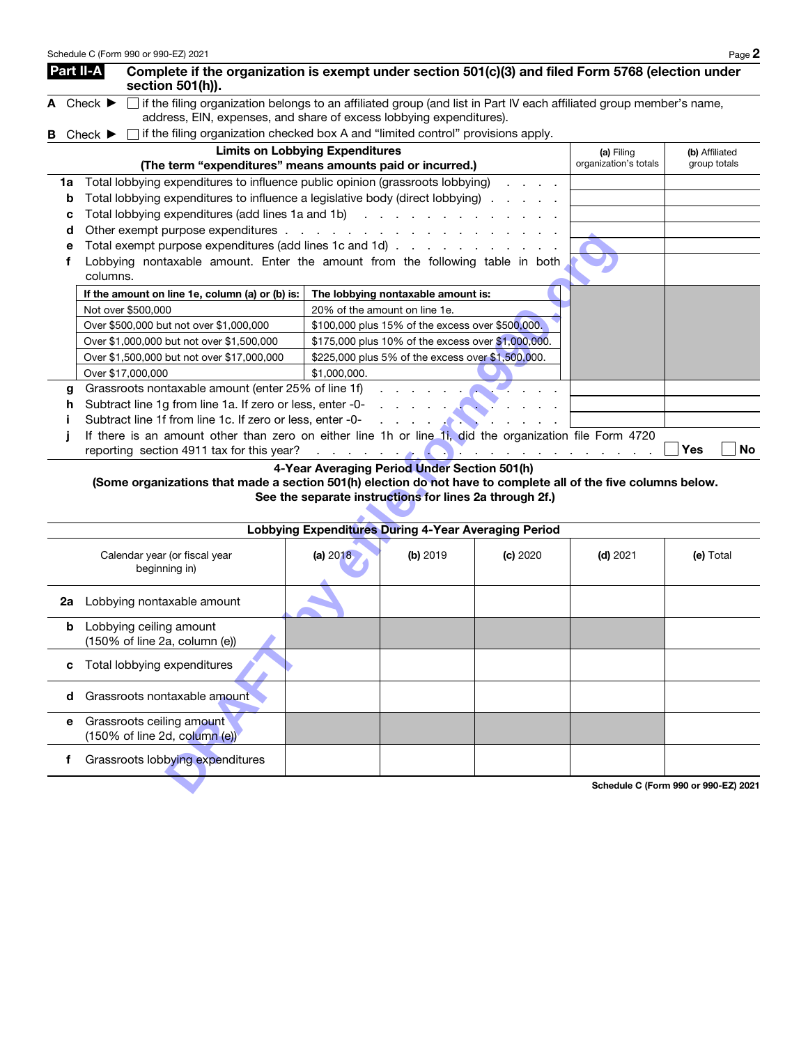## Part II-A Complete if the organization is exempt under section 501(c)(3) and filed Form 5768 (election under section 501(h)).

**A** Check ▶ ☐ if the filing organization belongs to an affiliated group (and list in Part IV each affiliated group member's name, address, EIN, expenses, and share of excess lobbying expenditures).

**B** Check ▶ ☐ if the filing organization checked box A and "limited control" provisions apply.

| | Limits on Lobbying Expenditures (The term "expenditures" means amounts paid or incurred.) | (a) Filing organization's totals | (b) Affiliated group totals |
|---|---|---|---|
| 1a | Total lobbying expenditures to influence public opinion (grassroots lobbying) | | |
| b | Total lobbying expenditures to influence a legislative body (direct lobbying) | | |
| c | Total lobbying expenditures (add lines 1a and 1b) | | |
| d | Other exempt purpose expenditures | | |
| e | Total exempt purpose expenditures (add lines 1c and 1d) | | |
| f | Lobbying nontaxable amount. Enter the amount from the following table in both columns. | | |

| If the amount on line 1e, column (a) or (b) is: | The lobbying nontaxable amount is: |
|---|---|
| Not over $500,000 | 20% of the amount on line 1e. |
| Over $500,000 but not over $1,000,000 | $100,000 plus 15% of the excess over $500,000. |
| Over $1,000,000 but not over $1,500,000 | $175,000 plus 10% of the excess over $1,000,000. |
| Over $1,500,000 but not over $17,000,000 | $225,000 plus 5% of the excess over $1,500,000. |
| Over $17,000,000 | $1,000,000. |

| | | (a) Filing organization's totals | (b) Affiliated group totals |
|---|---|---|---|
| g | Grassroots nontaxable amount (enter 25% of line 1f) | | |
| h | Subtract line 1g from line 1a. If zero or less, enter -0- | | |
| i | Subtract line 1f from line 1c. If zero or less, enter -0- | | |
| j | If there is an amount other than zero on either line 1h or line 1i, did the organization file Form 4720 reporting section 4911 tax for this year? | ☐ Yes | ☐ No |

### 4-Year Averaging Period Under Section 501(h)

**(Some organizations that made a section 501(h) election do not have to complete all of the five columns below. See the separate instructions for lines 2a through 2f.)**

| Lobbying Expenditures During 4-Year Averaging Period | | | | | |
|---|---|---|---|---|---|
| Calendar year (or fiscal year beginning in) | (a) 2018 | (b) 2019 | (c) 2020 | (d) 2021 | (e) Total |
| 2a Lobbying nontaxable amount | | | | | |
| b Lobbying ceiling amount (150% of line 2a, column (e)) | | | | | |
| c Total lobbying expenditures | | | | | |
| d Grassroots nontaxable amount | | | | | |
| e Grassroots ceiling amount (150% of line 2d, column (e)) | | | | | |
| f Grassroots lobbying expenditures | | | | | |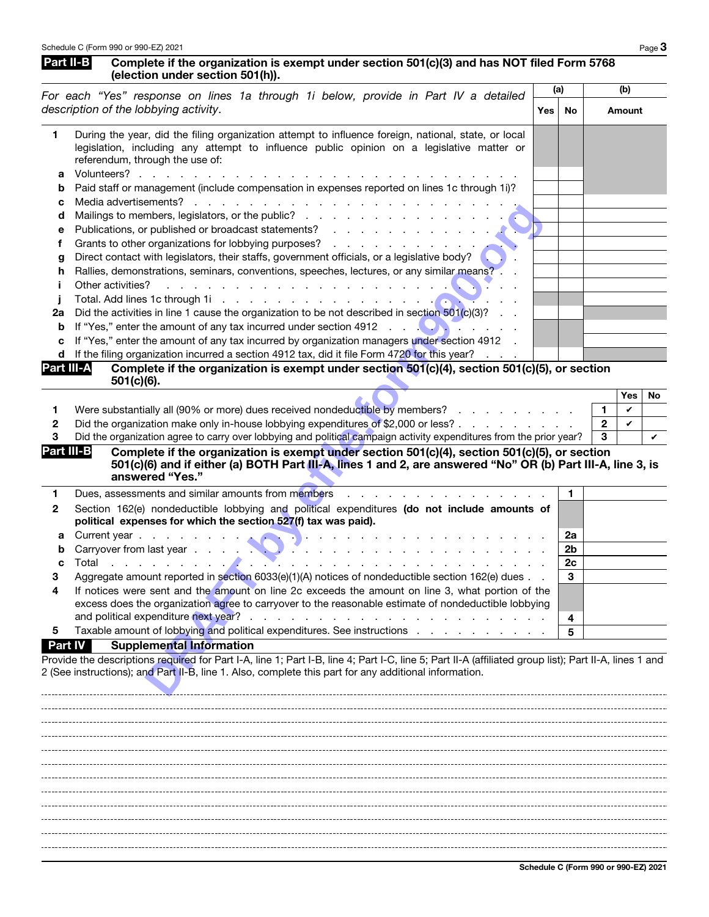## Part II-B Complete if the organization is exempt under section 501(c)(3) and has NOT filed Form 5768 (election under section 501(h)).

*For each "Yes" response on lines 1a through 1i below, provide in Part IV a detailed description of the lobbying activity.*

| | | (a) Yes | (a) No | (b) Amount |
|---|---|---|---|---|
| **1** | During the year, did the filing organization attempt to influence foreign, national, state, or local legislation, including any attempt to influence public opinion on a legislative matter or referendum, through the use of: | | | |
| **a** | Volunteers? | | | |
| **b** | Paid staff or management (include compensation in expenses reported on lines 1c through 1i)? | | | |
| **c** | Media advertisements? | | | |
| **d** | Mailings to members, legislators, or the public? | | | |
| **e** | Publications, or published or broadcast statements? | | | |
| **f** | Grants to other organizations for lobbying purposes? | | | |
| **g** | Direct contact with legislators, their staffs, government officials, or a legislative body? | | | |
| **h** | Rallies, demonstrations, seminars, conventions, speeches, lectures, or any similar means? | | | |
| **i** | Other activities? | | | |
| **j** | Total. Add lines 1c through 1i | | | |
| **2a** | Did the activities in line 1 cause the organization to be not described in section 501(c)(3)? | | | |
| **b** | If "Yes," enter the amount of any tax incurred under section 4912 | | | |
| **c** | If "Yes," enter the amount of any tax incurred by organization managers under section 4912 | | | |
| **d** | If the filing organization incurred a section 4912 tax, did it file Form 4720 for this year? | | | |

## Part III-A Complete if the organization is exempt under section 501(c)(4), section 501(c)(5), or section 501(c)(6).

| | | | Yes | No |
|---|---|---|---|---|
| **1** | Were substantially all (90% or more) dues received nondeductible by members? | 1 | ✔ | |
| **2** | Did the organization make only in-house lobbying expenditures of $2,000 or less? | 2 | ✔ | |
| **3** | Did the organization agree to carry over lobbying and political campaign activity expenditures from the prior year? | 3 | | ✔ |

## Part III-B Complete if the organization is exempt under section 501(c)(4), section 501(c)(5), or section 501(c)(6) and if either (a) BOTH Part III-A, lines 1 and 2, are answered "No" OR (b) Part III-A, line 3, is answered "Yes."

| | | | |
|---|---|---|---|
| **1** | Dues, assessments and similar amounts from members | 1 | |
| **2** | Section 162(e) nondeductible lobbying and political expenditures **(do not include amounts of political expenses for which the section 527(f) tax was paid).** | | |
| **a** | Current year | 2a | |
| **b** | Carryover from last year | 2b | |
| **c** | Total | 2c | |
| **3** | Aggregate amount reported in section 6033(e)(1)(A) notices of nondeductible section 162(e) dues | 3 | |
| **4** | If notices were sent and the amount on line 2c exceeds the amount on line 3, what portion of the excess does the organization agree to carryover to the reasonable estimate of nondeductible lobbying and political expenditure next year? | 4 | |
| **5** | Taxable amount of lobbying and political expenditures. See instructions | 5 | |

## Part IV Supplemental Information

Provide the descriptions required for Part I-A, line 1; Part I-B, line 4; Part I-C, line 5; Part II-A (affiliated group list); Part II-A, lines 1 and 2 (See instructions); and Part II-B, line 1. Also, complete this part for any additional information.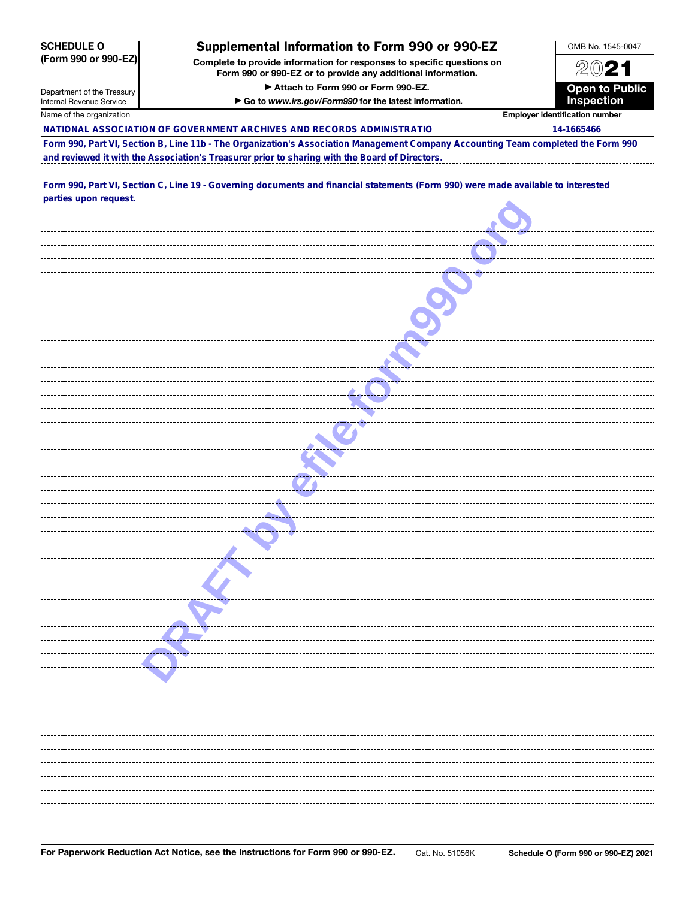**SCHEDULE O (Form 990 or 990-EZ)**

Department of the Treasury
Internal Revenue Service

# Supplemental Information to Form 990 or 990-EZ

**Complete to provide information for responses to specific questions on Form 990 or 990-EZ or to provide any additional information.**

**▶ Attach to Form 990 or Form 990-EZ.**

**▶ Go to *www.irs.gov/Form990* for the latest information.**

OMB No. 1545-0047

**2021**

**Open to Public Inspection**

| Name of the organization | Employer identification number |
| --- | --- |
| NATIONAL ASSOCIATION OF GOVERNMENT ARCHIVES AND RECORDS ADMINISTRATIO | 14-1665466 |

Form 990, Part VI, Section B, Line 11b - The Organization's Association Management Company Accounting Team completed the Form 990 and reviewed it with the Association's Treasurer prior to sharing with the Board of Directors.

Form 990, Part VI, Section C, Line 19 - Governing documents and financial statements (Form 990) were made available to interested parties upon request.

For Paperwork Reduction Act Notice, see the Instructions for Form 990 or 990-EZ. Cat. No. 51056K **Schedule O (Form 990 or 990-EZ) 2021**